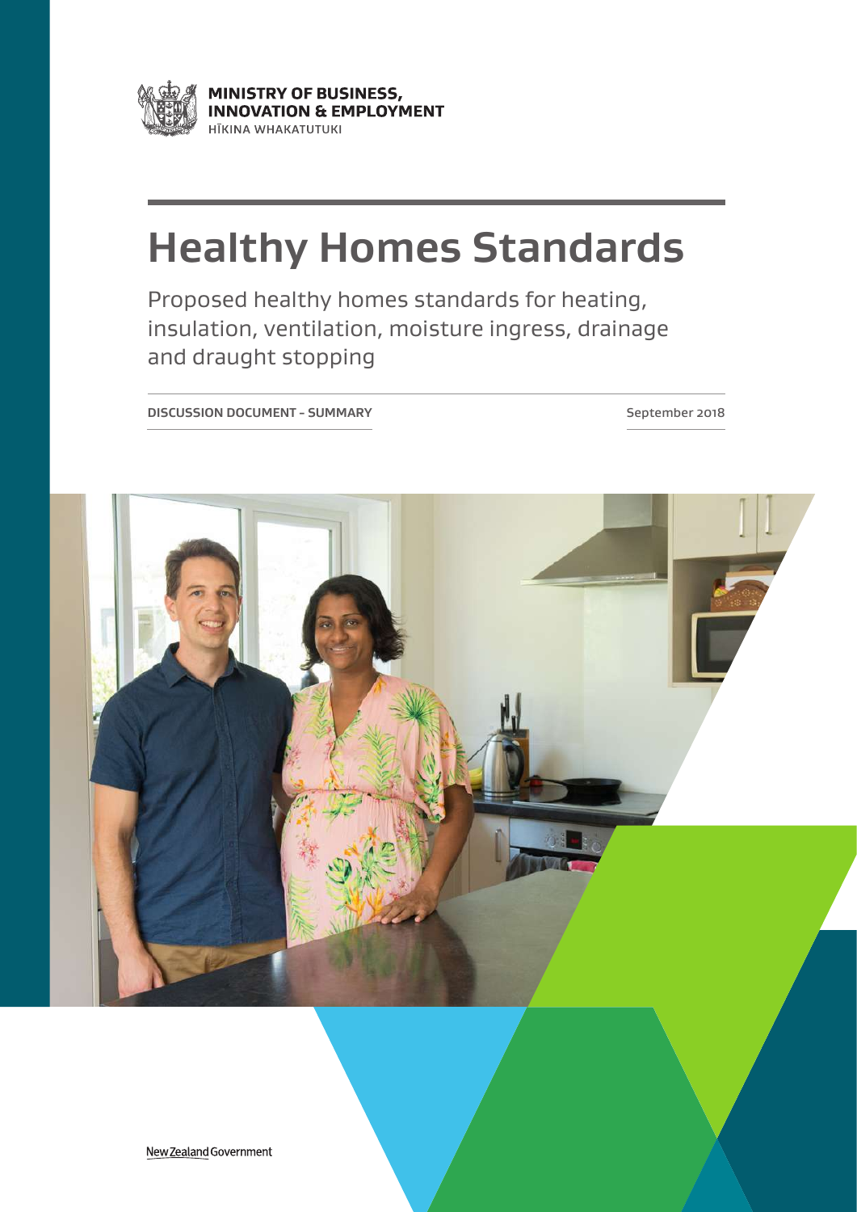MINISTRY OF BUSINESS, INNOVATION & EMPLOYMENT
HĪKINA WHAKATUTUKI

# Healthy Homes Standards

Proposed healthy homes standards for heating, insulation, ventilation, moisture ingress, drainage and draught stopping

**DISCUSSION DOCUMENT - SUMMARY**

September 2018

New Zealand Government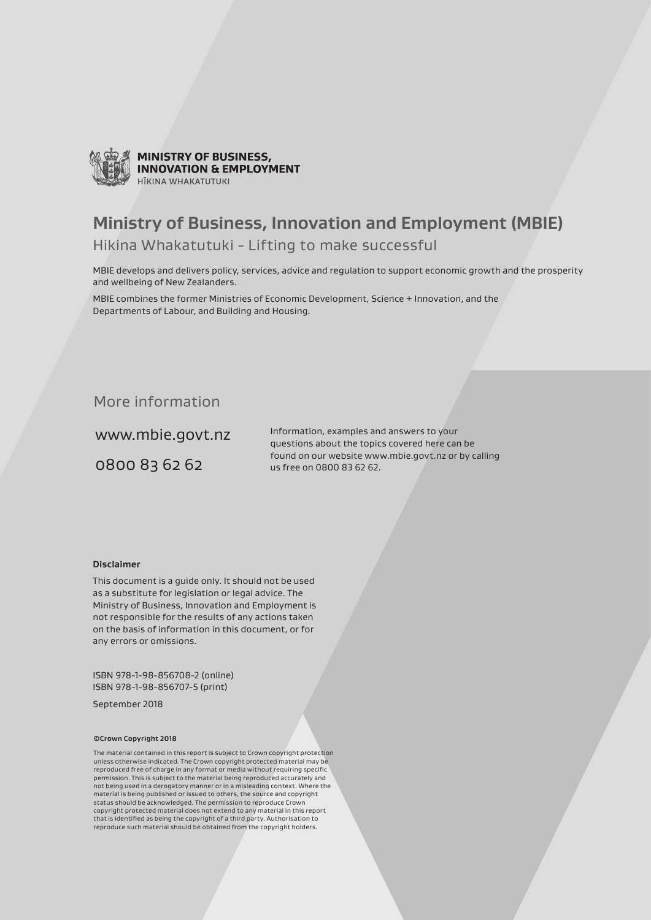**MINISTRY OF BUSINESS, INNOVATION & EMPLOYMENT**
HĪKINA WHAKATUTUKI

# Ministry of Business, Innovation and Employment (MBIE)

## Hikina Whakatutuki - Lifting to make successful

MBIE develops and delivers policy, services, advice and regulation to support economic growth and the prosperity and wellbeing of New Zealanders.

MBIE combines the former Ministries of Economic Development, Science + Innovation, and the Departments of Labour, and Building and Housing.

## More information

www.mbie.govt.nz

0800 83 62 62

Information, examples and answers to your questions about the topics covered here can be found on our website www.mbie.govt.nz or by calling us free on 0800 83 62 62.

**Disclaimer**

This document is a guide only. It should not be used as a substitute for legislation or legal advice. The Ministry of Business, Innovation and Employment is not responsible for the results of any actions taken on the basis of information in this document, or for any errors or omissions.

ISBN 978-1-98-856708-2 (online)
ISBN 978-1-98-856707-5 (print)

September 2018

**©Crown Copyright 2018**

The material contained in this report is subject to Crown copyright protection unless otherwise indicated. The Crown copyright protected material may be reproduced free of charge in any format or media without requiring specific permission. This is subject to the material being reproduced accurately and not being used in a derogatory manner or in a misleading context. Where the material is being published or issued to others, the source and copyright status should be acknowledged. The permission to reproduce Crown copyright protected material does not extend to any material in this report that is identified as being the copyright of a third party. Authorisation to reproduce such material should be obtained from the copyright holders.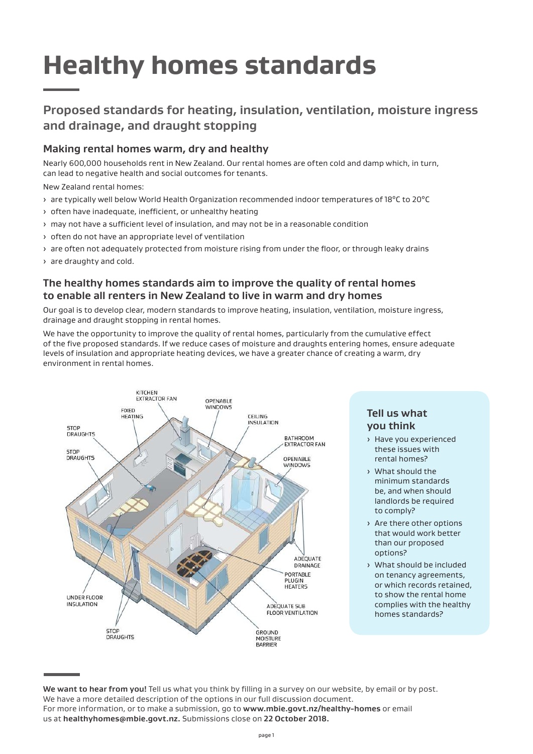# Healthy homes standards

## Proposed standards for heating, insulation, ventilation, moisture ingress and drainage, and draught stopping

### Making rental homes warm, dry and healthy

Nearly 600,000 households rent in New Zealand. Our rental homes are often cold and damp which, in turn, can lead to negative health and social outcomes for tenants.

New Zealand rental homes:

- are typically well below World Health Organization recommended indoor temperatures of 18°C to 20°C
- often have inadequate, inefficient, or unhealthy heating
- may not have a sufficient level of insulation, and may not be in a reasonable condition
- often do not have an appropriate level of ventilation
- are often not adequately protected from moisture rising from under the floor, or through leaky drains
- are draughty and cold.

### The healthy homes standards aim to improve the quality of rental homes to enable all renters in New Zealand to live in warm and dry homes

Our goal is to develop clear, modern standards to improve heating, insulation, ventilation, moisture ingress, drainage and draught stopping in rental homes.

We have the opportunity to improve the quality of rental homes, particularly from the cumulative effect of the five proposed standards. If we reduce cases of moisture and draughts entering homes, ensure adequate levels of insulation and appropriate heating devices, we have a greater chance of creating a warm, dry environment in rental homes.

KITCHEN EXTRACTOR FAN, FIXED HEATING, STOP DRAUGHTS, STOP DRAUGHTS, OPENABLE WINDOWS, CEILING INSULATION, BATHROOM EXTRACTOR FAN, OPENABLE WINDOWS, ADEQUATE DRAINAGE, PORTABLE PLUGIN HEATERS, ADEQUATE SUB FLOOR VENTILATION, UNDER FLOOR INSULATION, STOP DRAUGHTS, GROUND MOISTURE BARRIER

### Tell us what you think

- Have you experienced these issues with rental homes?
- What should the minimum standards be, and when should landlords be required to comply?
- Are there other options that would work better than our proposed options?
- What should be included on tenancy agreements, or which records retained, to show the rental home complies with the healthy homes standards?

**We want to hear from you!** Tell us what you think by filling in a survey on our website, by email or by post. We have a more detailed description of the options in our full discussion document. For more information, or to make a submission, go to **www.mbie.govt.nz/healthy-homes** or email us at **healthyhomes@mbie.govt.nz.** Submissions close on **22 October 2018.**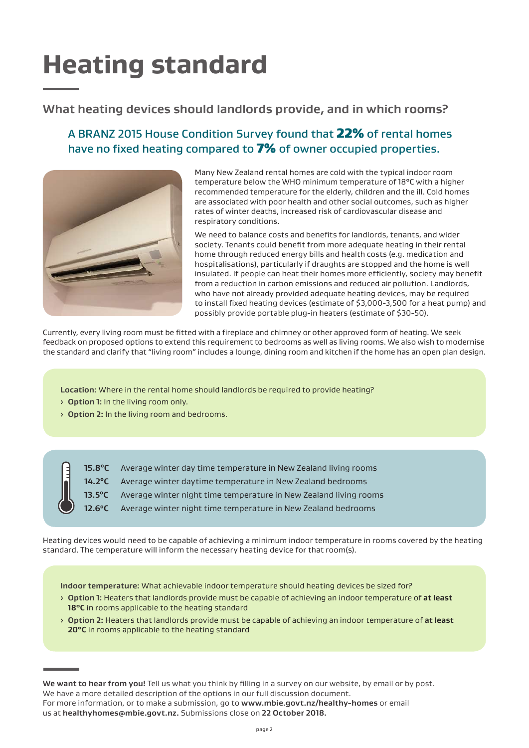# Heating standard

## What heating devices should landlords provide, and in which rooms?

### A BRANZ 2015 House Condition Survey found that **22%** of rental homes have no fixed heating compared to **7%** of owner occupied properties.

Many New Zealand rental homes are cold with the typical indoor room temperature below the WHO minimum temperature of 18°C with a higher recommended temperature for the elderly, children and the ill. Cold homes are associated with poor health and other social outcomes, such as higher rates of winter deaths, increased risk of cardiovascular disease and respiratory conditions.

We need to balance costs and benefits for landlords, tenants, and wider society. Tenants could benefit from more adequate heating in their rental home through reduced energy bills and health costs (e.g. medication and hospitalisations), particularly if draughts are stopped and the home is well insulated. If people can heat their homes more efficiently, society may benefit from a reduction in carbon emissions and reduced air pollution. Landlords, who have not already provided adequate heating devices, may be required to install fixed heating devices (estimate of $3,000-3,500 for a heat pump) and possibly provide portable plug-in heaters (estimate of $30-50).

Currently, every living room must be fitted with a fireplace and chimney or other approved form of heating. We seek feedback on proposed options to extend this requirement to bedrooms as well as living rooms. We also wish to modernise the standard and clarify that "living room" includes a lounge, dining room and kitchen if the home has an open plan design.

**Location:** Where in the rental home should landlords be required to provide heating?

- **Option 1:** In the living room only.
- **Option 2:** In the living room and bedrooms.

| | |
|---|---|
| **15.8°C** | Average winter day time temperature in New Zealand living rooms |
| **14.2°C** | Average winter daytime temperature in New Zealand bedrooms |
| **13.5°C** | Average winter night time temperature in New Zealand living rooms |
| **12.6°C** | Average winter night time temperature in New Zealand bedrooms |

Heating devices would need to be capable of achieving a minimum indoor temperature in rooms covered by the heating standard. The temperature will inform the necessary heating device for that room(s).

**Indoor temperature:** What achievable indoor temperature should heating devices be sized for?

- **Option 1:** Heaters that landlords provide must be capable of achieving an indoor temperature of **at least 18°C** in rooms applicable to the heating standard
- **Option 2:** Heaters that landlords provide must be capable of achieving an indoor temperature of **at least 20°C** in rooms applicable to the heating standard

**We want to hear from you!** Tell us what you think by filling in a survey on our website, by email or by post. We have a more detailed description of the options in our full discussion document.
For more information, or to make a submission, go to **www.mbie.govt.nz/healthy-homes** or email us at **healthyhomes@mbie.govt.nz.** Submissions close on **22 October 2018.**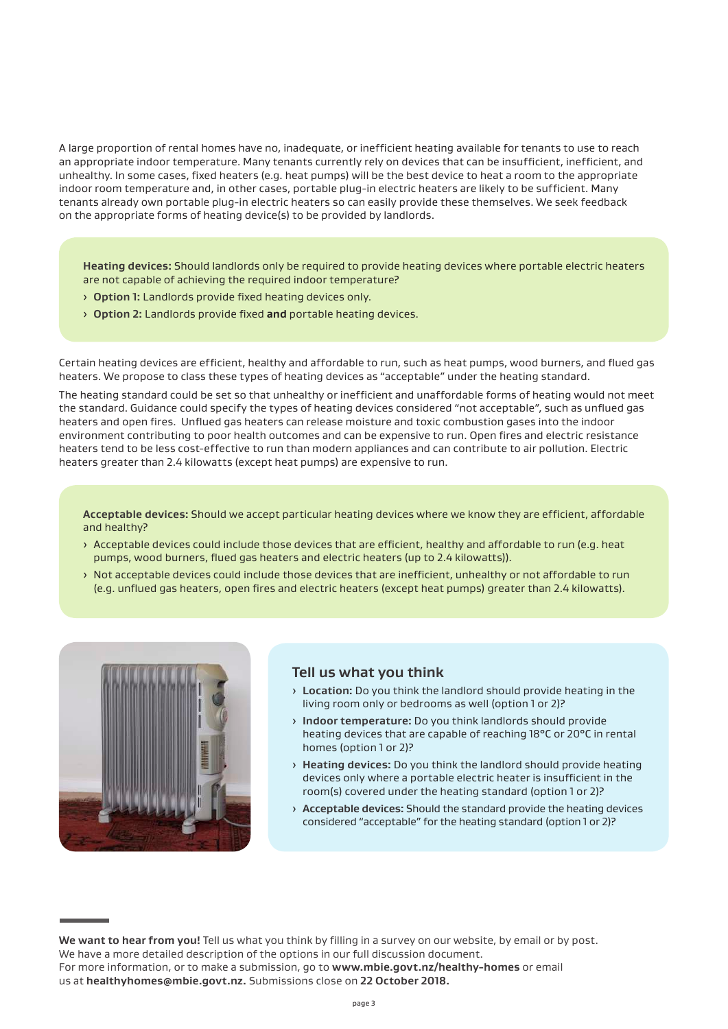A large proportion of rental homes have no, inadequate, or inefficient heating available for tenants to use to reach an appropriate indoor temperature. Many tenants currently rely on devices that can be insufficient, inefficient, and unhealthy. In some cases, fixed heaters (e.g. heat pumps) will be the best device to heat a room to the appropriate indoor room temperature and, in other cases, portable plug-in electric heaters are likely to be sufficient. Many tenants already own portable plug-in electric heaters so can easily provide these themselves. We seek feedback on the appropriate forms of heating device(s) to be provided by landlords.

**Heating devices:** Should landlords only be required to provide heating devices where portable electric heaters are not capable of achieving the required indoor temperature?

- **Option 1:** Landlords provide fixed heating devices only.
- **Option 2:** Landlords provide fixed **and** portable heating devices.

Certain heating devices are efficient, healthy and affordable to run, such as heat pumps, wood burners, and flued gas heaters. We propose to class these types of heating devices as "acceptable" under the heating standard.

The heating standard could be set so that unhealthy or inefficient and unaffordable forms of heating would not meet the standard. Guidance could specify the types of heating devices considered "not acceptable", such as unflued gas heaters and open fires. Unflued gas heaters can release moisture and toxic combustion gases into the indoor environment contributing to poor health outcomes and can be expensive to run. Open fires and electric resistance heaters tend to be less cost-effective to run than modern appliances and can contribute to air pollution. Electric heaters greater than 2.4 kilowatts (except heat pumps) are expensive to run.

**Acceptable devices:** Should we accept particular heating devices where we know they are efficient, affordable and healthy?

- Acceptable devices could include those devices that are efficient, healthy and affordable to run (e.g. heat pumps, wood burners, flued gas heaters and electric heaters (up to 2.4 kilowatts)).
- Not acceptable devices could include those devices that are inefficient, unhealthy or not affordable to run (e.g. unflued gas heaters, open fires and electric heaters (except heat pumps) greater than 2.4 kilowatts).

## Tell us what you think

- **Location:** Do you think the landlord should provide heating in the living room only or bedrooms as well (option 1 or 2)?
- **Indoor temperature:** Do you think landlords should provide heating devices that are capable of reaching 18°C or 20°C in rental homes (option 1 or 2)?
- **Heating devices:** Do you think the landlord should provide heating devices only where a portable electric heater is insufficient in the room(s) covered under the heating standard (option 1 or 2)?
- **Acceptable devices:** Should the standard provide the heating devices considered "acceptable" for the heating standard (option 1 or 2)?

**We want to hear from you!** Tell us what you think by filling in a survey on our website, by email or by post. We have a more detailed description of the options in our full discussion document.
For more information, or to make a submission, go to **www.mbie.govt.nz/healthy-homes** or email us at **healthyhomes@mbie.govt.nz.** Submissions close on **22 October 2018.**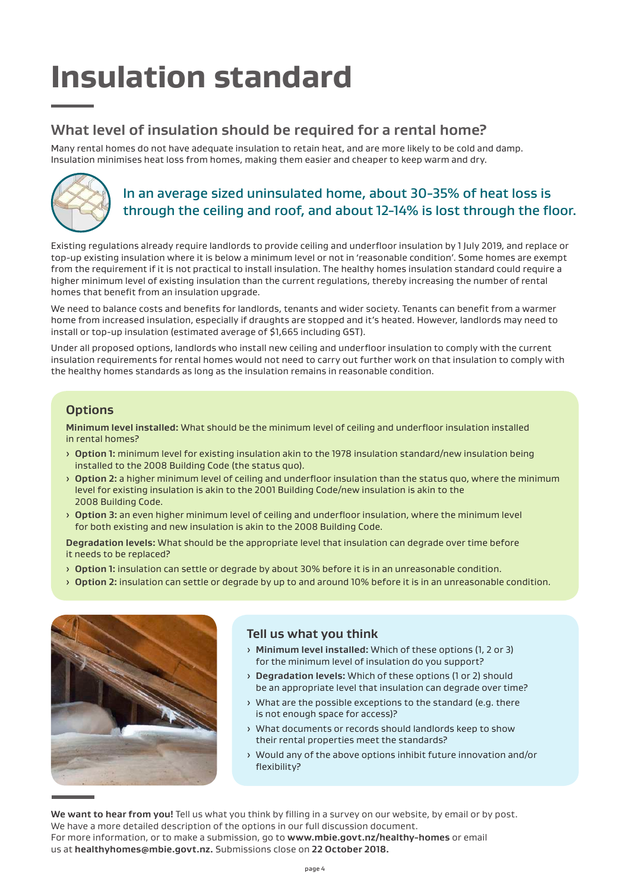# Insulation standard

## What level of insulation should be required for a rental home?

Many rental homes do not have adequate insulation to retain heat, and are more likely to be cold and damp. Insulation minimises heat loss from homes, making them easier and cheaper to keep warm and dry.

### In an average sized uninsulated home, about 30-35% of heat loss is through the ceiling and roof, and about 12-14% is lost through the floor.

Existing regulations already require landlords to provide ceiling and underfloor insulation by 1 July 2019, and replace or top-up existing insulation where it is below a minimum level or not in 'reasonable condition'. Some homes are exempt from the requirement if it is not practical to install insulation. The healthy homes insulation standard could require a higher minimum level of existing insulation than the current regulations, thereby increasing the number of rental homes that benefit from an insulation upgrade.

We need to balance costs and benefits for landlords, tenants and wider society. Tenants can benefit from a warmer home from increased insulation, especially if draughts are stopped and it's heated. However, landlords may need to install or top-up insulation (estimated average of $1,665 including GST).

Under all proposed options, landlords who install new ceiling and underfloor insulation to comply with the current insulation requirements for rental homes would not need to carry out further work on that insulation to comply with the healthy homes standards as long as the insulation remains in reasonable condition.

### Options

**Minimum level installed:** What should be the minimum level of ceiling and underfloor insulation installed in rental homes?

- **Option 1:** minimum level for existing insulation akin to the 1978 insulation standard/new insulation being installed to the 2008 Building Code (the status quo).
- **Option 2:** a higher minimum level of ceiling and underfloor insulation than the status quo, where the minimum level for existing insulation is akin to the 2001 Building Code/new insulation is akin to the 2008 Building Code.
- **Option 3:** an even higher minimum level of ceiling and underfloor insulation, where the minimum level for both existing and new insulation is akin to the 2008 Building Code.

**Degradation levels:** What should be the appropriate level that insulation can degrade over time before it needs to be replaced?

- **Option 1:** insulation can settle or degrade by about 30% before it is in an unreasonable condition.
- **Option 2:** insulation can settle or degrade by up to and around 10% before it is in an unreasonable condition.

### Tell us what you think

- **Minimum level installed:** Which of these options (1, 2 or 3) for the minimum level of insulation do you support?
- **Degradation levels:** Which of these options (1 or 2) should be an appropriate level that insulation can degrade over time?
- What are the possible exceptions to the standard (e.g. there is not enough space for access)?
- What documents or records should landlords keep to show their rental properties meet the standards?
- Would any of the above options inhibit future innovation and/or flexibility?

**We want to hear from you!** Tell us what you think by filling in a survey on our website, by email or by post. We have a more detailed description of the options in our full discussion document. For more information, or to make a submission, go to **www.mbie.govt.nz/healthy-homes** or email us at **healthyhomes@mbie.govt.nz.** Submissions close on **22 October 2018.**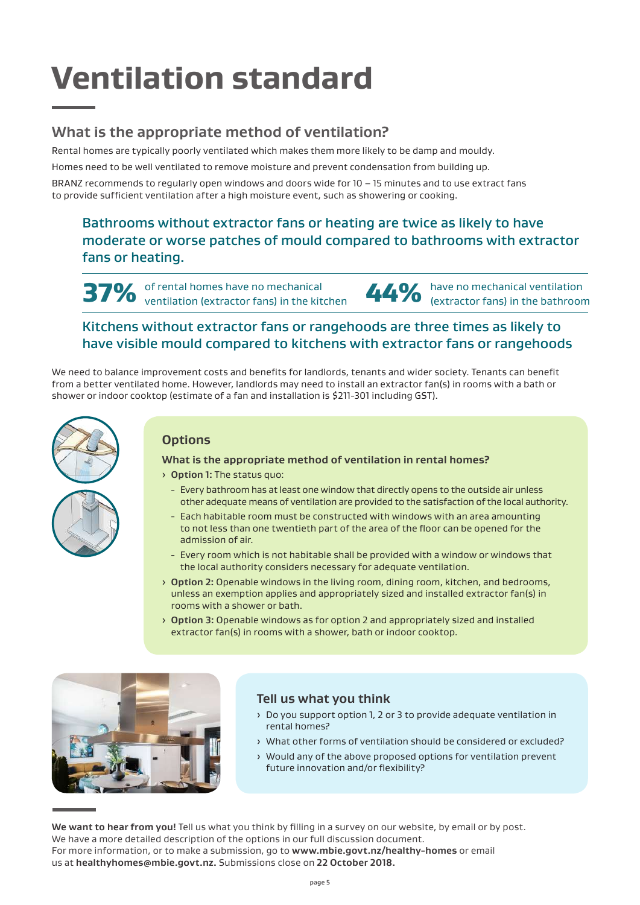# Ventilation standard

## What is the appropriate method of ventilation?

Rental homes are typically poorly ventilated which makes them more likely to be damp and mouldy.

Homes need to be well ventilated to remove moisture and prevent condensation from building up.

BRANZ recommends to regularly open windows and doors wide for 10 – 15 minutes and to use extract fans to provide sufficient ventilation after a high moisture event, such as showering or cooking.

### Bathrooms without extractor fans or heating are twice as likely to have moderate or worse patches of mould compared to bathrooms with extractor fans or heating.

**37%** of rental homes have no mechanical ventilation (extractor fans) in the kitchen

**44%** have no mechanical ventilation (extractor fans) in the bathroom

### Kitchens without extractor fans or rangehoods are three times as likely to have visible mould compared to kitchens with extractor fans or rangehoods

We need to balance improvement costs and benefits for landlords, tenants and wider society. Tenants can benefit from a better ventilated home. However, landlords may need to install an extractor fan(s) in rooms with a bath or shower or indoor cooktop (estimate of a fan and installation is $211-301 including GST).

### Options

**What is the appropriate method of ventilation in rental homes?**

- **Option 1:** The status quo:
  - Every bathroom has at least one window that directly opens to the outside air unless other adequate means of ventilation are provided to the satisfaction of the local authority.
  - Each habitable room must be constructed with windows with an area amounting to not less than one twentieth part of the area of the floor can be opened for the admission of air.
  - Every room which is not habitable shall be provided with a window or windows that the local authority considers necessary for adequate ventilation.
- **Option 2:** Openable windows in the living room, dining room, kitchen, and bedrooms, unless an exemption applies and appropriately sized and installed extractor fan(s) in rooms with a shower or bath.
- **Option 3:** Openable windows as for option 2 and appropriately sized and installed extractor fan(s) in rooms with a shower, bath or indoor cooktop.

### Tell us what you think

- Do you support option 1, 2 or 3 to provide adequate ventilation in rental homes?
- What other forms of ventilation should be considered or excluded?
- Would any of the above proposed options for ventilation prevent future innovation and/or flexibility?

**We want to hear from you!** Tell us what you think by filling in a survey on our website, by email or by post. We have a more detailed description of the options in our full discussion document. For more information, or to make a submission, go to **www.mbie.govt.nz/healthy-homes** or email us at **healthyhomes@mbie.govt.nz.** Submissions close on **22 October 2018.**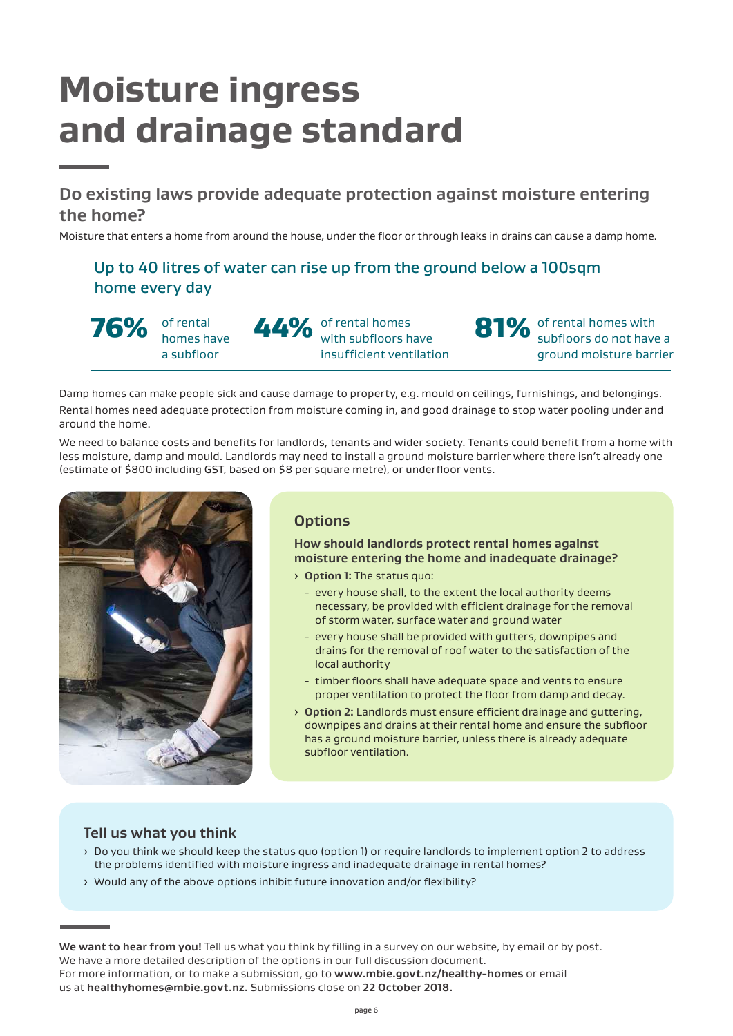# Moisture ingress and drainage standard

## Do existing laws provide adequate protection against moisture entering the home?

Moisture that enters a home from around the house, under the floor or through leaks in drains can cause a damp home.

### Up to 40 litres of water can rise up from the ground below a 100sqm home every day

**76%** of rental homes have a subfloor

**44%** of rental homes with subfloors have insufficient ventilation

**81%** of rental homes with subfloors do not have a ground moisture barrier

Damp homes can make people sick and cause damage to property, e.g. mould on ceilings, furnishings, and belongings.

Rental homes need adequate protection from moisture coming in, and good drainage to stop water pooling under and around the home.

We need to balance costs and benefits for landlords, tenants and wider society. Tenants could benefit from a home with less moisture, damp and mould. Landlords may need to install a ground moisture barrier where there isn't already one (estimate of $800 including GST, based on $8 per square metre), or underfloor vents.

### Options

**How should landlords protect rental homes against moisture entering the home and inadequate drainage?**

- **Option 1:** The status quo:
  - every house shall, to the extent the local authority deems necessary, be provided with efficient drainage for the removal of storm water, surface water and ground water
  - every house shall be provided with gutters, downpipes and drains for the removal of roof water to the satisfaction of the local authority
  - timber floors shall have adequate space and vents to ensure proper ventilation to protect the floor from damp and decay.
- **Option 2:** Landlords must ensure efficient drainage and guttering, downpipes and drains at their rental home and ensure the subfloor has a ground moisture barrier, unless there is already adequate subfloor ventilation.

### Tell us what you think

- Do you think we should keep the status quo (option 1) or require landlords to implement option 2 to address the problems identified with moisture ingress and inadequate drainage in rental homes?
- Would any of the above options inhibit future innovation and/or flexibility?

**We want to hear from you!** Tell us what you think by filling in a survey on our website, by email or by post. We have a more detailed description of the options in our full discussion document. For more information, or to make a submission, go to **www.mbie.govt.nz/healthy-homes** or email us at **healthyhomes@mbie.govt.nz.** Submissions close on **22 October 2018.**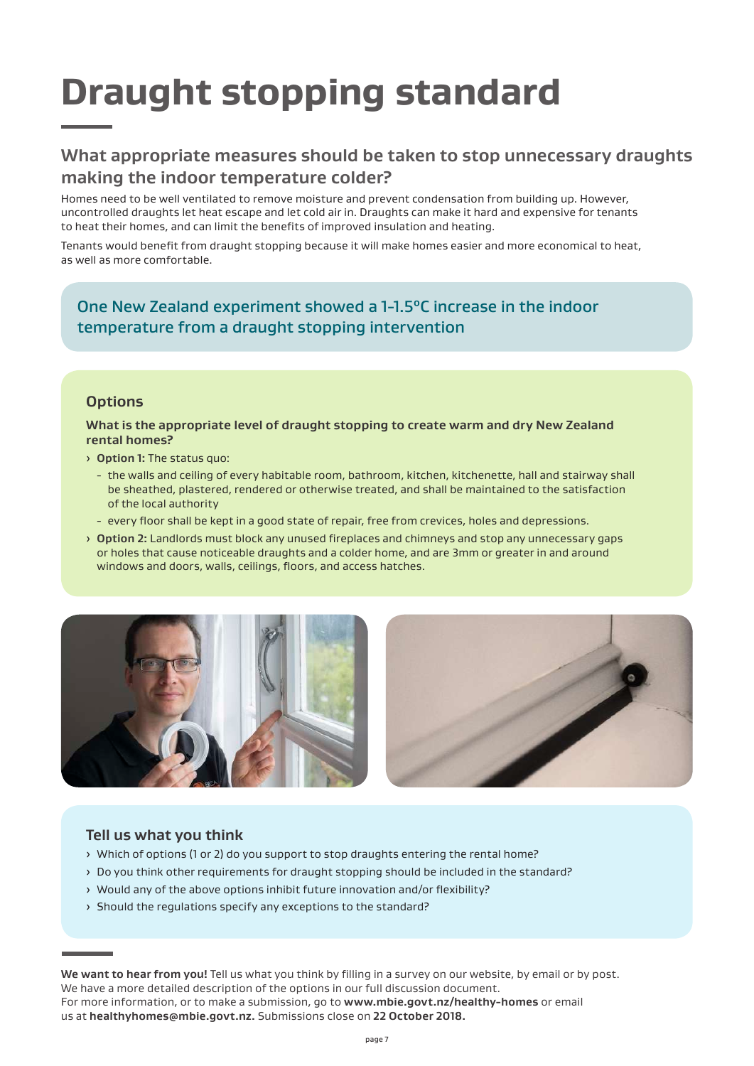# Draught stopping standard

## What appropriate measures should be taken to stop unnecessary draughts making the indoor temperature colder?

Homes need to be well ventilated to remove moisture and prevent condensation from building up. However, uncontrolled draughts let heat escape and let cold air in. Draughts can make it hard and expensive for tenants to heat their homes, and can limit the benefits of improved insulation and heating.

Tenants would benefit from draught stopping because it will make homes easier and more economical to heat, as well as more comfortable.

One New Zealand experiment showed a 1-1.5°C increase in the indoor temperature from a draught stopping intervention

### Options

**What is the appropriate level of draught stopping to create warm and dry New Zealand rental homes?**

- **Option 1:** The status quo:
  - the walls and ceiling of every habitable room, bathroom, kitchen, kitchenette, hall and stairway shall be sheathed, plastered, rendered or otherwise treated, and shall be maintained to the satisfaction of the local authority
  - every floor shall be kept in a good state of repair, free from crevices, holes and depressions.
- **Option 2:** Landlords must block any unused fireplaces and chimneys and stop any unnecessary gaps or holes that cause noticeable draughts and a colder home, and are 3mm or greater in and around windows and doors, walls, ceilings, floors, and access hatches.

### Tell us what you think

- Which of options (1 or 2) do you support to stop draughts entering the rental home?
- Do you think other requirements for draught stopping should be included in the standard?
- Would any of the above options inhibit future innovation and/or flexibility?
- Should the regulations specify any exceptions to the standard?

**We want to hear from you!** Tell us what you think by filling in a survey on our website, by email or by post. We have a more detailed description of the options in our full discussion document.
For more information, or to make a submission, go to **www.mbie.govt.nz/healthy-homes** or email us at **healthyhomes@mbie.govt.nz.** Submissions close on **22 October 2018.**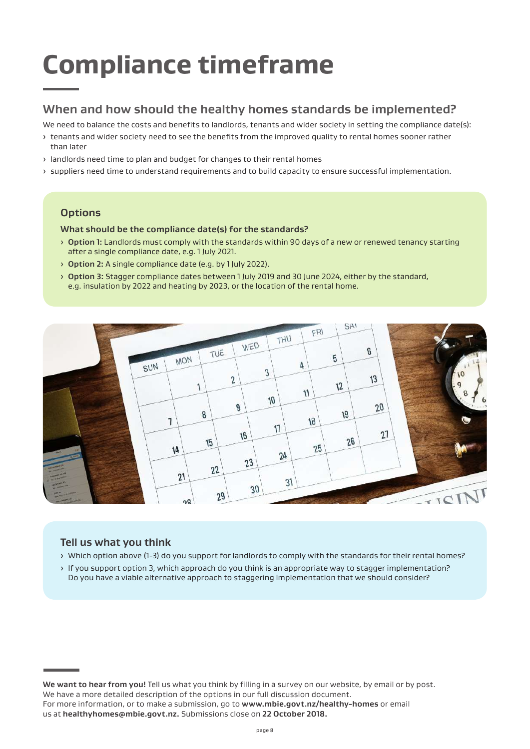# Compliance timeframe

## When and how should the healthy homes standards be implemented?

We need to balance the costs and benefits to landlords, tenants and wider society in setting the compliance date(s):

- tenants and wider society need to see the benefits from the improved quality to rental homes sooner rather than later
- landlords need time to plan and budget for changes to their rental homes
- suppliers need time to understand requirements and to build capacity to ensure successful implementation.

### Options

**What should be the compliance date(s) for the standards?**

- **Option 1:** Landlords must comply with the standards within 90 days of a new or renewed tenancy starting after a single compliance date, e.g. 1 July 2021.
- **Option 2:** A single compliance date (e.g. by 1 July 2022).
- **Option 3:** Stagger compliance dates between 1 July 2019 and 30 June 2024, either by the standard, e.g. insulation by 2022 and heating by 2023, or the location of the rental home.

### Tell us what you think

- Which option above (1-3) do you support for landlords to comply with the standards for their rental homes?
- If you support option 3, which approach do you think is an appropriate way to stagger implementation? Do you have a viable alternative approach to staggering implementation that we should consider?

**We want to hear from you!** Tell us what you think by filling in a survey on our website, by email or by post. We have a more detailed description of the options in our full discussion document. For more information, or to make a submission, go to **www.mbie.govt.nz/healthy-homes** or email us at **healthyhomes@mbie.govt.nz.** Submissions close on **22 October 2018.**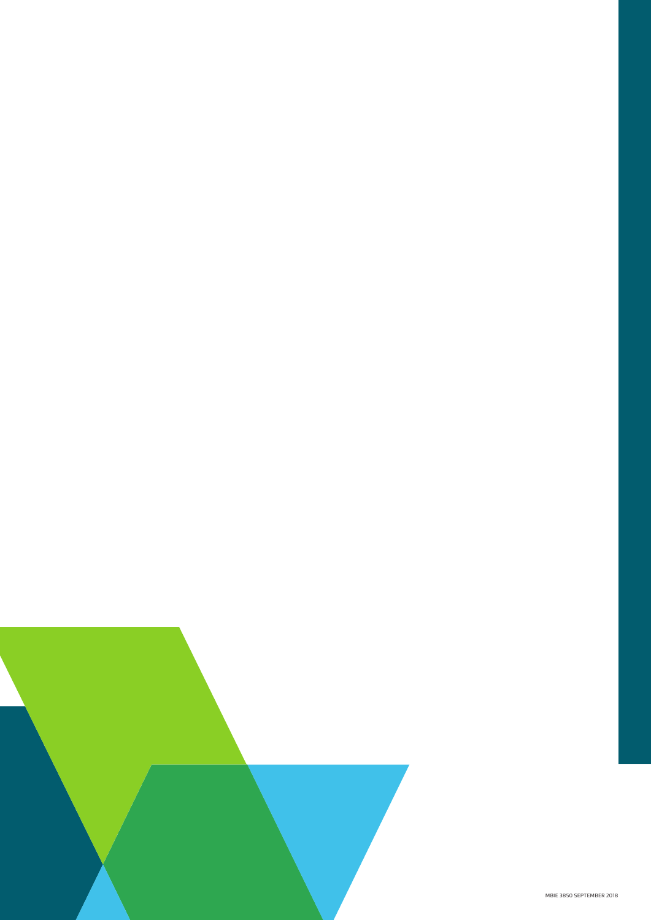MBIE 3850 SEPTEMBER 2018